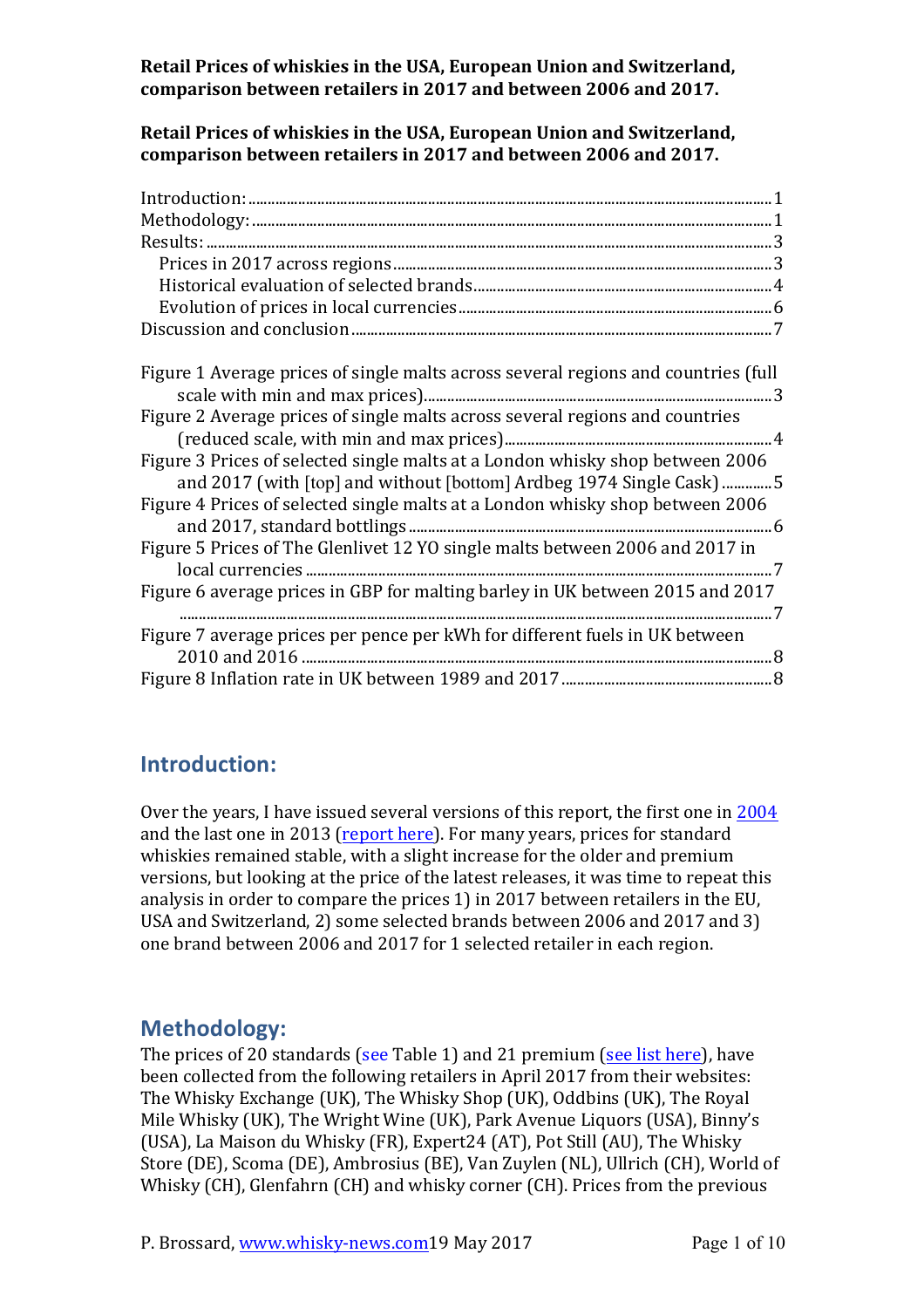**Retail Prices of whiskies in the USA, European Union and Switzerland, comparison between retailers in 2017 and between 2006 and 2017.**

**Retail Prices of whiskies in the USA, European Union and Switzerland, comparison between retailers in 2017 and between 2006 and 2017.**

Introduction: ........................................................................................................ 1
Methodology: ....................................................................................................... 1
Results: ................................................................................................................ 3
  Prices in 2017 across regions ............................................................................ 3
  Historical evaluation of selected brands ............................................................ 4
  Evolution of prices in local currencies ............................................................... 6
Discussion and conclusion ..................................................................................... 7

Figure 1 Average prices of single malts across several regions and countries (full scale with min and max prices) ............ 3
Figure 2 Average prices of single malts across several regions and countries (reduced scale, with min and max prices) ............ 4
Figure 3 Prices of selected single malts at a London whisky shop between 2006 and 2017 (with [top] and without [bottom] Ardbeg 1974 Single Cask) ............ 5
Figure 4 Prices of selected single malts at a London whisky shop between 2006 and 2017, standard bottlings ............ 6
Figure 5 Prices of The Glenlivet 12 YO single malts between 2006 and 2017 in local currencies ............ 7
Figure 6 average prices in GBP for malting barley in UK between 2015 and 2017 ............ 7
Figure 7 average prices per pence per kWh for different fuels in UK between 2010 and 2016 ............ 8
Figure 8 Inflation rate in UK between 1989 and 2017 ............ 8

## Introduction:

Over the years, I have issued several versions of this report, the first one in 2004 and the last one in 2013 (report here). For many years, prices for standard whiskies remained stable, with a slight increase for the older and premium versions, but looking at the price of the latest releases, it was time to repeat this analysis in order to compare the prices 1) in 2017 between retailers in the EU, USA and Switzerland, 2) some selected brands between 2006 and 2017 and 3) one brand between 2006 and 2017 for 1 selected retailer in each region.

## Methodology:

The prices of 20 standards (see Table 1) and 21 premium (see list here), have been collected from the following retailers in April 2017 from their websites: The Whisky Exchange (UK), The Whisky Shop (UK), Oddbins (UK), The Royal Mile Whisky (UK), The Wright Wine (UK), Park Avenue Liquors (USA), Binny's (USA), La Maison du Whisky (FR), Expert24 (AT), Pot Still (AU), The Whisky Store (DE), Scoma (DE), Ambrosius (BE), Van Zuylen (NL), Ullrich (CH), World of Whisky (CH), Glenfahrn (CH) and whisky corner (CH). Prices from the previous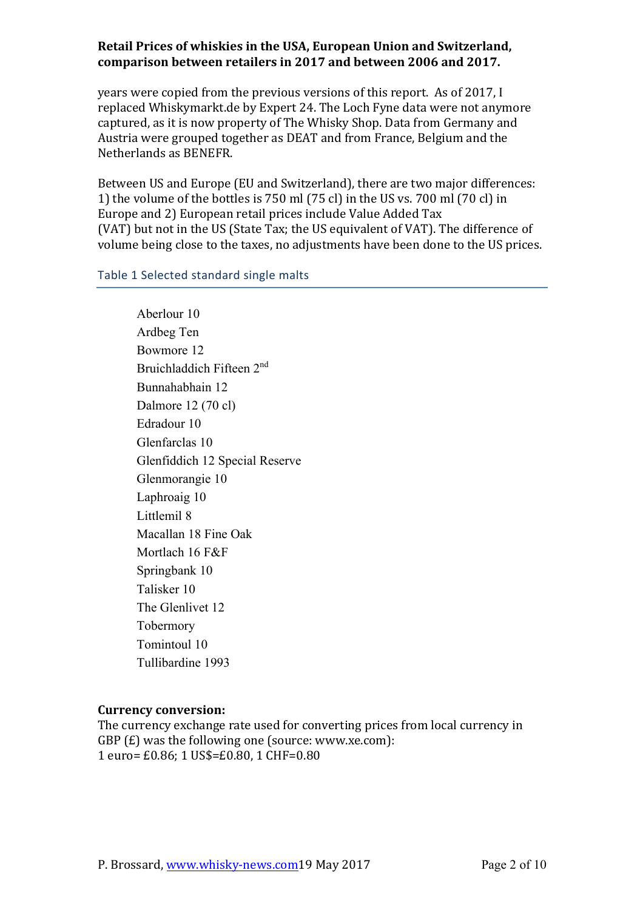years were copied from the previous versions of this report. As of 2017, I replaced Whiskymarkt.de by Expert 24. The Loch Fyne data were not anymore captured, as it is now property of The Whisky Shop. Data from Germany and Austria were grouped together as DEAT and from France, Belgium and the Netherlands as BENEFR.

Between US and Europe (EU and Switzerland), there are two major differences: 1) the volume of the bottles is 750 ml (75 cl) in the US vs. 700 ml (70 cl) in Europe and 2) European retail prices include Value Added Tax (VAT) but not in the US (State Tax; the US equivalent of VAT). The difference of volume being close to the taxes, no adjustments have been done to the US prices.

### Table 1 Selected standard single malts

Aberlour 10
Ardbeg Ten
Bowmore 12
Bruichladdich Fifteen 2nd
Bunnahabhain 12
Dalmore 12 (70 cl)
Edradour 10
Glenfarclas 10
Glenfiddich 12 Special Reserve
Glenmorangie 10
Laphroaig 10
Littlemil 8
Macallan 18 Fine Oak
Mortlach 16 F&F
Springbank 10
Talisker 10
The Glenlivet 12
Tobermory
Tomintoul 10
Tullibardine 1993

**Currency conversion:**
The currency exchange rate used for converting prices from local currency in GBP (£) was the following one (source: www.xe.com):
1 euro= £0.86; 1 US$=£0.80, 1 CHF=0.80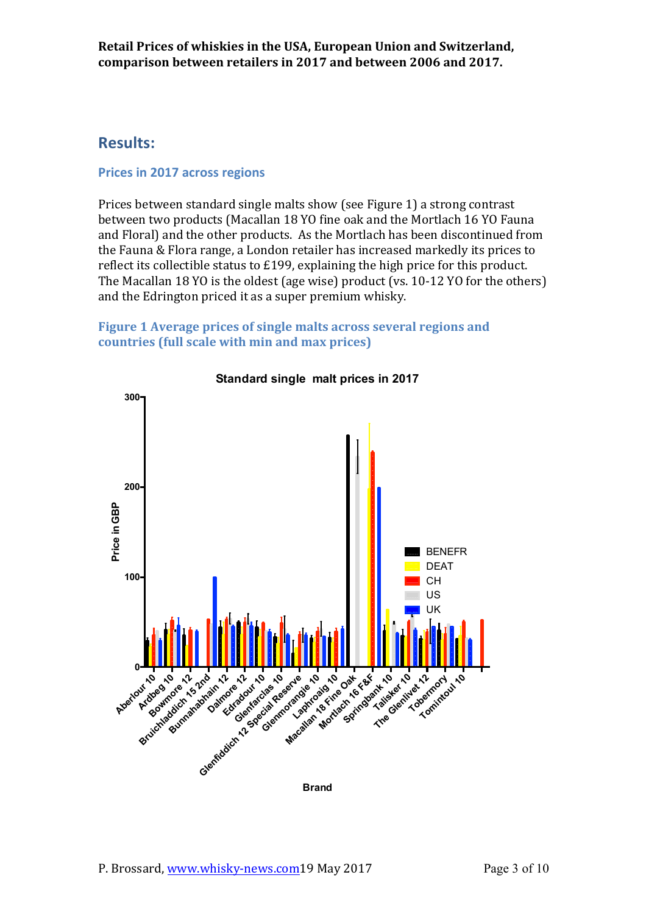**Retail Prices of whiskies in the USA, European Union and Switzerland, comparison between retailers in 2017 and between 2006 and 2017.**

## Results:

### Prices in 2017 across regions

Prices between standard single malts show (see Figure 1) a strong contrast between two products (Macallan 18 YO fine oak and the Mortlach 16 YO Fauna and Floral) and the other products. As the Mortlach has been discontinued from the Fauna & Flora range, a London retailer has increased markedly its prices to reflect its collectible status to £199, explaining the high price for this product. The Macallan 18 YO is the oldest (age wise) product (vs. 10-12 YO for the others) and the Edrington priced it as a super premium whisky.

### Figure 1 Average prices of single malts across several regions and countries (full scale with min and max prices)

Standard single malt prices in 2017

Price in GBP

0
100
200
300

BENEFR
DEAT
CH
US
UK

Aberlour 10
Ardbeg 10
Bowmore 12
Bruichladdich 15 2nd
Bunnahabhain 12
Dalmore 12
Edradour 10
Glenfarclas 10
Glenfiddich 12 Special Reserve
Glenmorangie 10
Laphroaig 10
Macallan 18 Fine Oak
Mortlach 16 F&F
Springbank 10
Talisker 10
The Glenlivet 12
Tobermory
Tomintoul 10

Brand

P. Brossard, www.whisky-news.com19 May 2017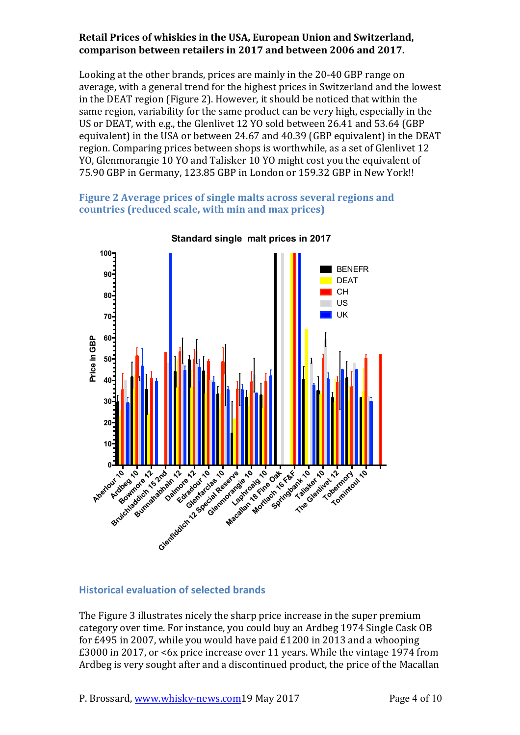**Retail Prices of whiskies in the USA, European Union and Switzerland, comparison between retailers in 2017 and between 2006 and 2017.**

Looking at the other brands, prices are mainly in the 20-40 GBP range on average, with a general trend for the highest prices in Switzerland and the lowest in the DEAT region (Figure 2). However, it should be noticed that within the same region, variability for the same product can be very high, especially in the US or DEAT, with e.g., the Glenlivet 12 YO sold between 26.41 and 53.64 (GBP equivalent) in the USA or between 24.67 and 40.39 (GBP equivalent) in the DEAT region. Comparing prices between shops is worthwhile, as a set of Glenlivet 12 YO, Glenmorangie 10 YO and Talisker 10 YO might cost you the equivalent of 75.90 GBP in Germany, 123.85 GBP in London or 159.32 GBP in New York!!

## Figure 2 Average prices of single malts across several regions and countries (reduced scale, with min and max prices)

Standard single malt prices in 2017

Price in GBP

0
10
20
30
40
50
60
70
80
90
100

BENEFR
DEAT
CH
US
UK

Aberlour 10
Ardbeg 10
Bowmore 12
Bruichladdich 15 2nd
Bunnahabhain 12
Dalmore 12
Edradour 10
Glenfarclas 10
Glenfiddich 12 Special Reserve
Glenmorangie 10
Laphroaig 10
Macallan 18 Fine Oak
Mortlach 16 F&F
Springbank 10
Talisker 10
The Glenlivet 12
Tobermory
Tomintoul 10

## Historical evaluation of selected brands

The Figure 3 illustrates nicely the sharp price increase in the super premium category over time. For instance, you could buy an Ardbeg 1974 Single Cask OB for £495 in 2007, while you would have paid £1200 in 2013 and a whooping £3000 in 2017, or <6x price increase over 11 years. While the vintage 1974 from Ardbeg is very sought after and a discontinued product, the price of the Macallan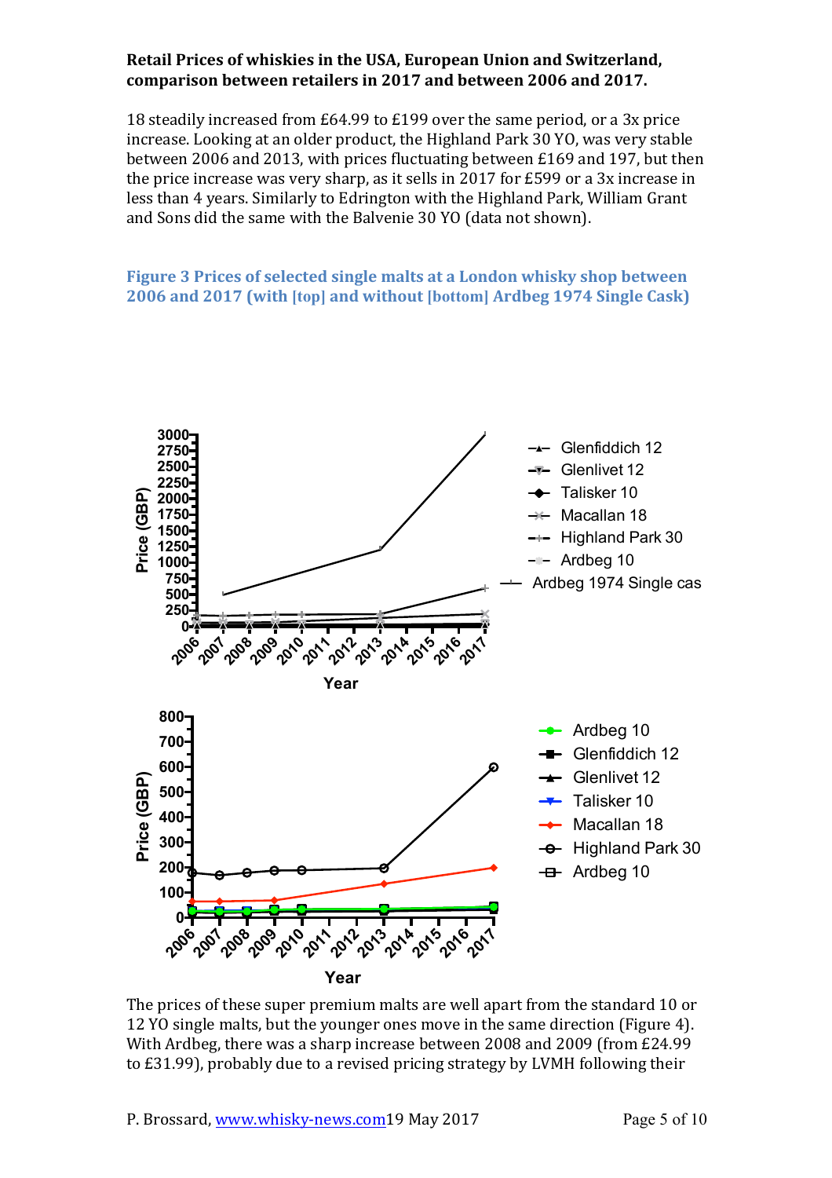**Retail Prices of whiskies in the USA, European Union and Switzerland, comparison between retailers in 2017 and between 2006 and 2017.**

18 steadily increased from £64.99 to £199 over the same period, or a 3x price increase. Looking at an older product, the Highland Park 30 YO, was very stable between 2006 and 2013, with prices fluctuating between £169 and 197, but then the price increase was very sharp, as it sells in 2017 for £599 or a 3x increase in less than 4 years. Similarly to Edrington with the Highland Park, William Grant and Sons did the same with the Balvenie 30 YO (data not shown).

### Figure 3 Prices of selected single malts at a London whisky shop between 2006 and 2017 (with [top] and without [bottom] Ardbeg 1974 Single Cask)

Price (GBP)
3000
2750
2500
2250
2000
1750
1500
1250
1000
750
500
250
0
2006 2007 2008 2009 2010 2011 2012 2013 2014 2015 2016 2017
Year
Glenfiddich 12
Glenlivet 12
Talisker 10
Macallan 18
Highland Park 30
Ardbeg 10
Ardbeg 1974 Single cas

Price (GBP)
800
700
600
500
400
300
200
100
0
2006 2007 2008 2009 2010 2011 2012 2013 2014 2015 2016 2017
Year
Ardbeg 10
Glenfiddich 12
Glenlivet 12
Talisker 10
Macallan 18
Highland Park 30
Ardbeg 10

The prices of these super premium malts are well apart from the standard 10 or 12 YO single malts, but the younger ones move in the same direction (Figure 4). With Ardbeg, there was a sharp increase between 2008 and 2009 (from £24.99 to £31.99), probably due to a revised pricing strategy by LVMH following their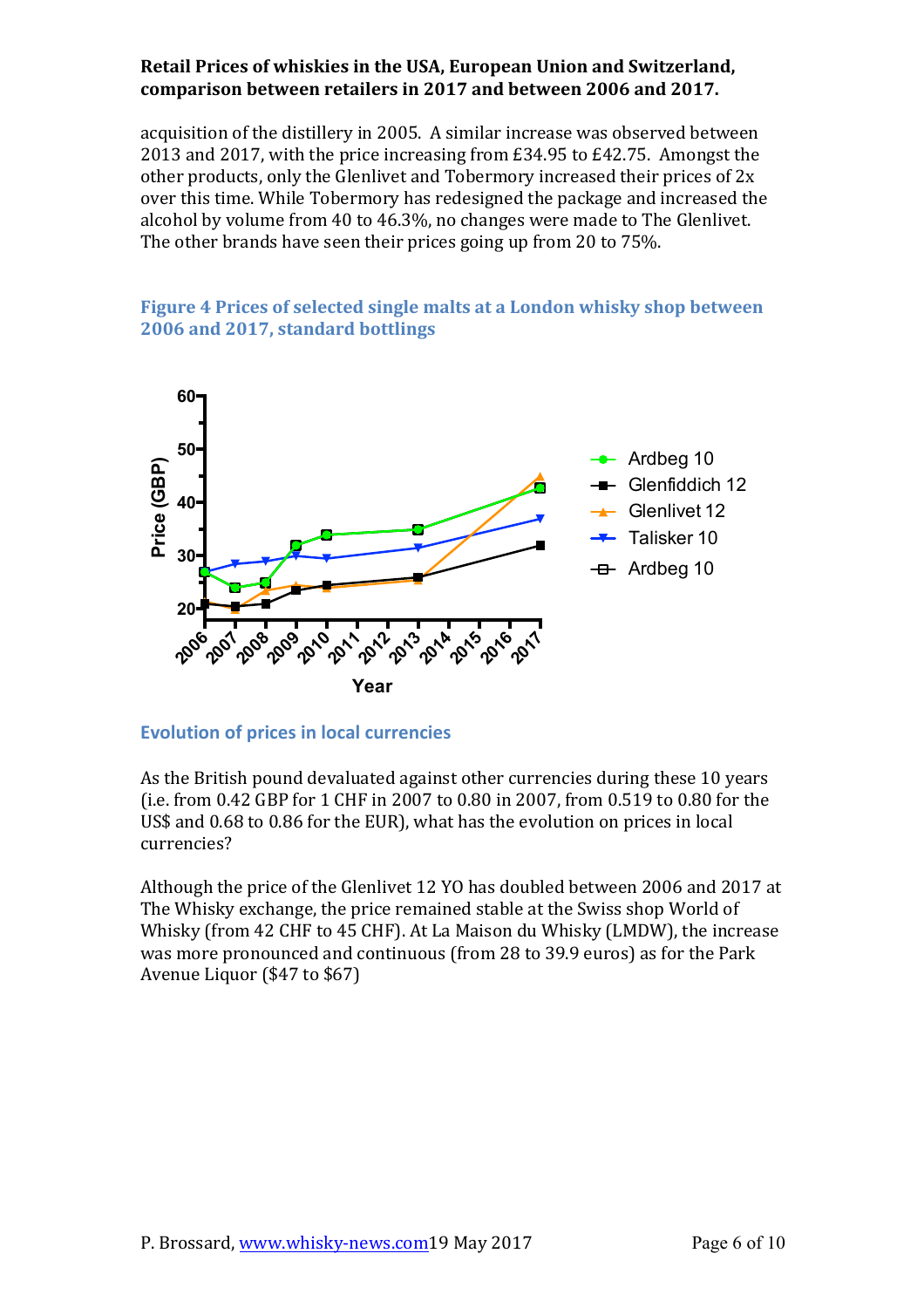acquisition of the distillery in 2005. A similar increase was observed between 2013 and 2017, with the price increasing from £34.95 to £42.75. Amongst the other products, only the Glenlivet and Tobermory increased their prices of 2x over this time. While Tobermory has redesigned the package and increased the alcohol by volume from 40 to 46.3%, no changes were made to The Glenlivet. The other brands have seen their prices going up from 20 to 75%.

### Figure 4 Prices of selected single malts at a London whisky shop between 2006 and 2017, standard bottlings

Price (GBP)
60
50
40
30
20
2006 2007 2008 2009 2010 2011 2012 2013 2014 2015 2016 2017
Year

Ardbeg 10
Glenfiddich 12
Glenlivet 12
Talisker 10
Ardbeg 10

### Evolution of prices in local currencies

As the British pound devaluated against other currencies during these 10 years (i.e. from 0.42 GBP for 1 CHF in 2007 to 0.80 in 2007, from 0.519 to 0.80 for the US$ and 0.68 to 0.86 for the EUR), what has the evolution on prices in local currencies?

Although the price of the Glenlivet 12 YO has doubled between 2006 and 2017 at The Whisky exchange, the price remained stable at the Swiss shop World of Whisky (from 42 CHF to 45 CHF). At La Maison du Whisky (LMDW), the increase was more pronounced and continuous (from 28 to 39.9 euros) as for the Park Avenue Liquor ($47 to $67)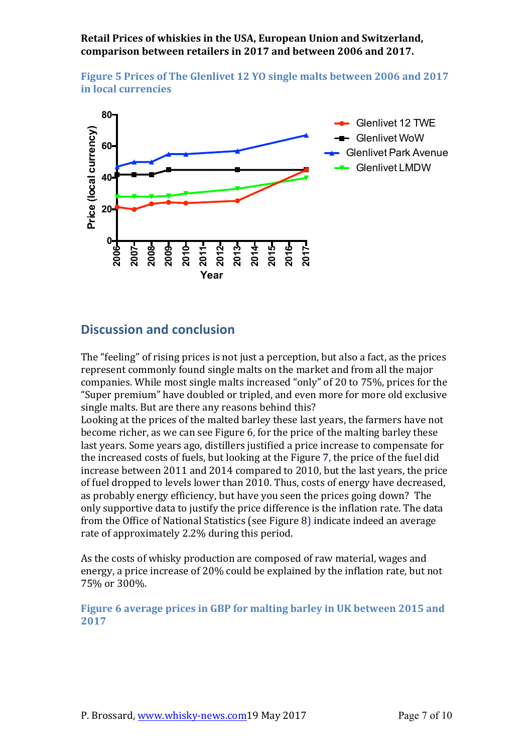**Retail Prices of whiskies in the USA, European Union and Switzerland, comparison between retailers in 2017 and between 2006 and 2017.**

### Figure 5 Prices of The Glenlivet 12 YO single malts between 2006 and 2017 in local currencies

Price (local currency)

0
20
40
60
80

Year

2006
2007
2008
2009
2010
2011
2012
2013
2014
2015
2016
2017

Glenlivet 12 TWE
Glenlivet WoW
Glenlivet Park Avenue
Glenlivet LMDW

## Discussion and conclusion

The "feeling" of rising prices is not just a perception, but also a fact, as the prices represent commonly found single malts on the market and from all the major companies. While most single malts increased "only" of 20 to 75%, prices for the "Super premium" have doubled or tripled, and even more for more old exclusive single malts. But are there any reasons behind this?
Looking at the prices of the malted barley these last years, the farmers have not become richer, as we can see Figure 6, for the price of the malting barley these last years. Some years ago, distillers justified a price increase to compensate for the increased costs of fuels, but looking at the Figure 7, the price of the fuel did increase between 2011 and 2014 compared to 2010, but the last years, the price of fuel dropped to levels lower than 2010. Thus, costs of energy have decreased, as probably energy efficiency, but have you seen the prices going down? The only supportive data to justify the price difference is the inflation rate. The data from the Office of National Statistics (see Figure 8) indicate indeed an average rate of approximately 2.2% during this period.

As the costs of whisky production are composed of raw material, wages and energy, a price increase of 20% could be explained by the inflation rate, but not 75% or 300%.

### Figure 6 average prices in GBP for malting barley in UK between 2015 and 2017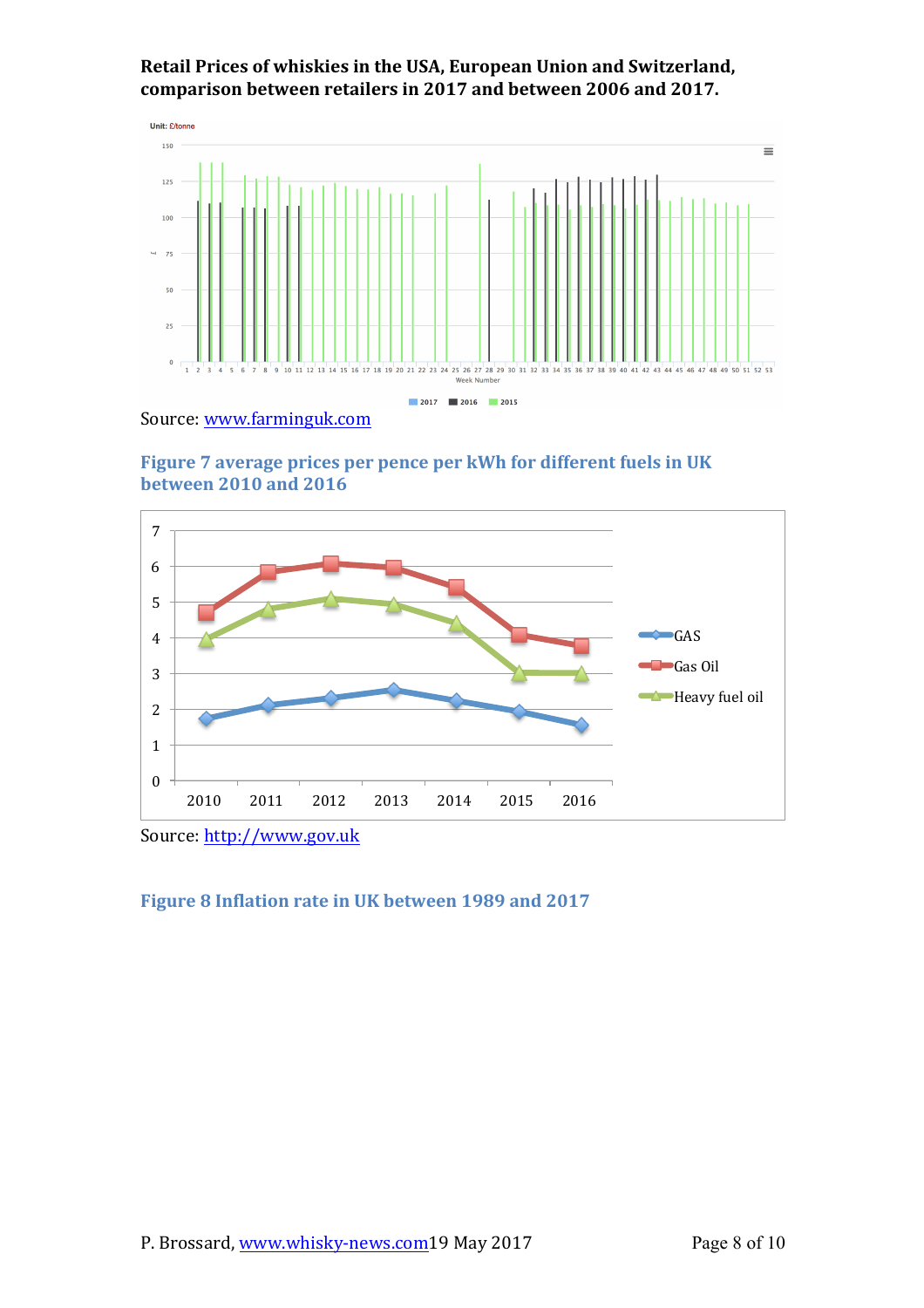**Retail Prices of whiskies in the USA, European Union and Switzerland, comparison between retailers in 2017 and between 2006 and 2017.**

Unit: £/tonne

150
125
100
75
50
25
0

£

1 2 3 4 5 6 7 8 9 10 11 12 13 14 15 16 17 18 19 20 21 22 23 24 25 26 27 28 29 30 31 32 33 34 35 36 37 38 39 40 41 42 43 44 45 46 47 48 49 50 51 52 53

Week Number

2017 2016 2015

Source: www.farminguk.com

## Figure 7 average prices per pence per kWh for different fuels in UK between 2010 and 2016

7
6
5
4
3
2
1
0

2010 2011 2012 2013 2014 2015 2016

GAS
Gas Oil
Heavy fuel oil

Source: http://www.gov.uk

## Figure 8 Inflation rate in UK between 1989 and 2017

P. Brossard, www.whisky-news.com19 May 2017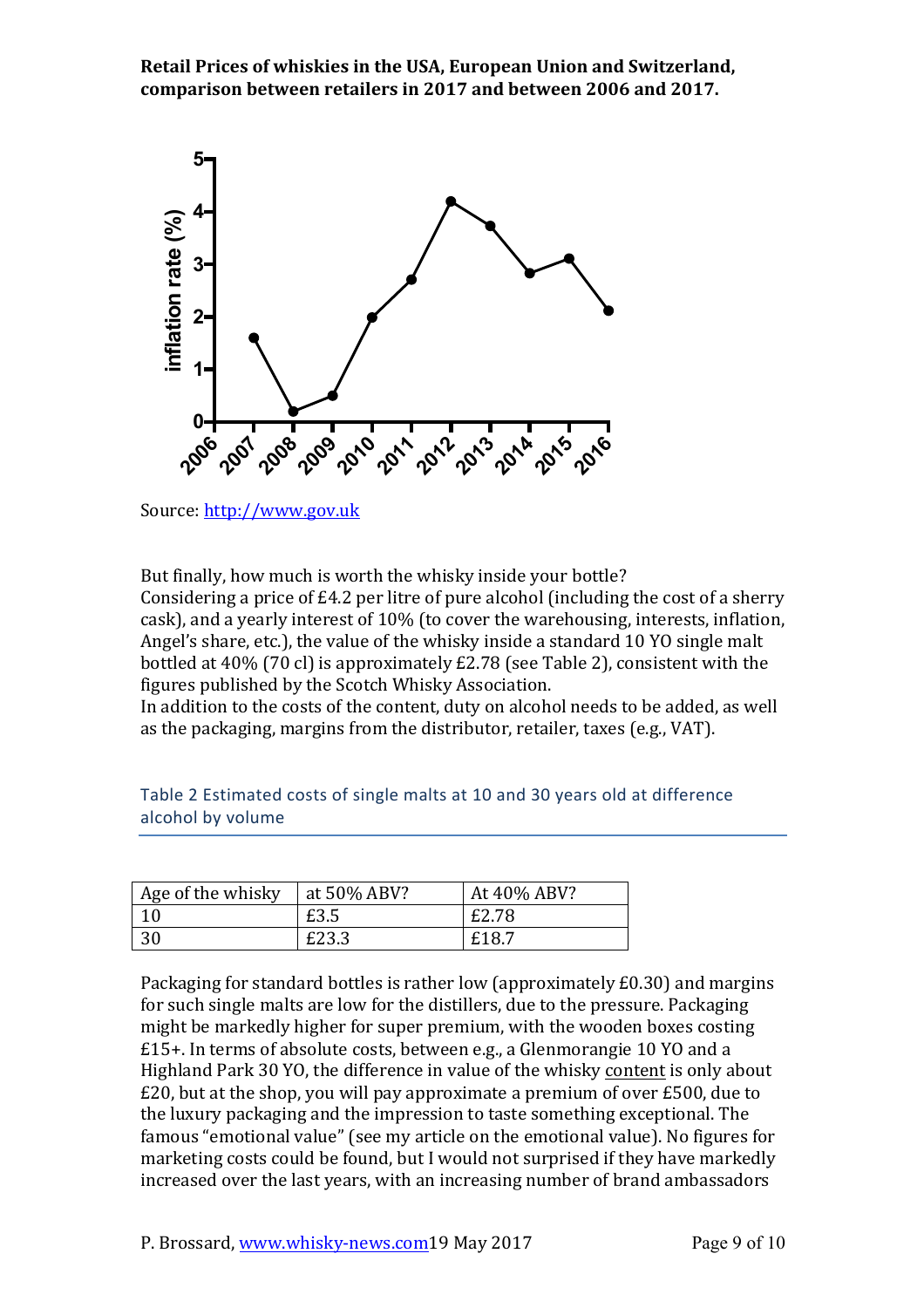**Retail Prices of whiskies in the USA, European Union and Switzerland, comparison between retailers in 2017 and between 2006 and 2017.**

inflation rate (%)

5
4
3
2
1
0

2006 2007 2008 2009 2010 2011 2012 2013 2014 2015 2016

Source: [http://www.gov.uk](http://www.gov.uk)

But finally, how much is worth the whisky inside your bottle?
Considering a price of £4.2 per litre of pure alcohol (including the cost of a sherry cask), and a yearly interest of 10% (to cover the warehousing, interests, inflation, Angel's share, etc.), the value of the whisky inside a standard 10 YO single malt bottled at 40% (70 cl) is approximately £2.78 (see Table 2), consistent with the figures published by the Scotch Whisky Association.
In addition to the costs of the content, duty on alcohol needs to be added, as well as the packaging, margins from the distributor, retailer, taxes (e.g., VAT).

Table 2 Estimated costs of single malts at 10 and 30 years old at difference alcohol by volume

| Age of the whisky | at 50% ABV? | At 40% ABV? |
|---|---|---|
| 10 | £3.5 | £2.78 |
| 30 | £23.3 | £18.7 |

Packaging for standard bottles is rather low (approximately £0.30) and margins for such single malts are low for the distillers, due to the pressure. Packaging might be markedly higher for super premium, with the wooden boxes costing £15+. In terms of absolute costs, between e.g., a Glenmorangie 10 YO and a Highland Park 30 YO, the difference in value of the whisky content is only about £20, but at the shop, you will pay approximate a premium of over £500, due to the luxury packaging and the impression to taste something exceptional. The famous "emotional value" (see my article on the emotional value). No figures for marketing costs could be found, but I would not surprised if they have markedly increased over the last years, with an increasing number of brand ambassadors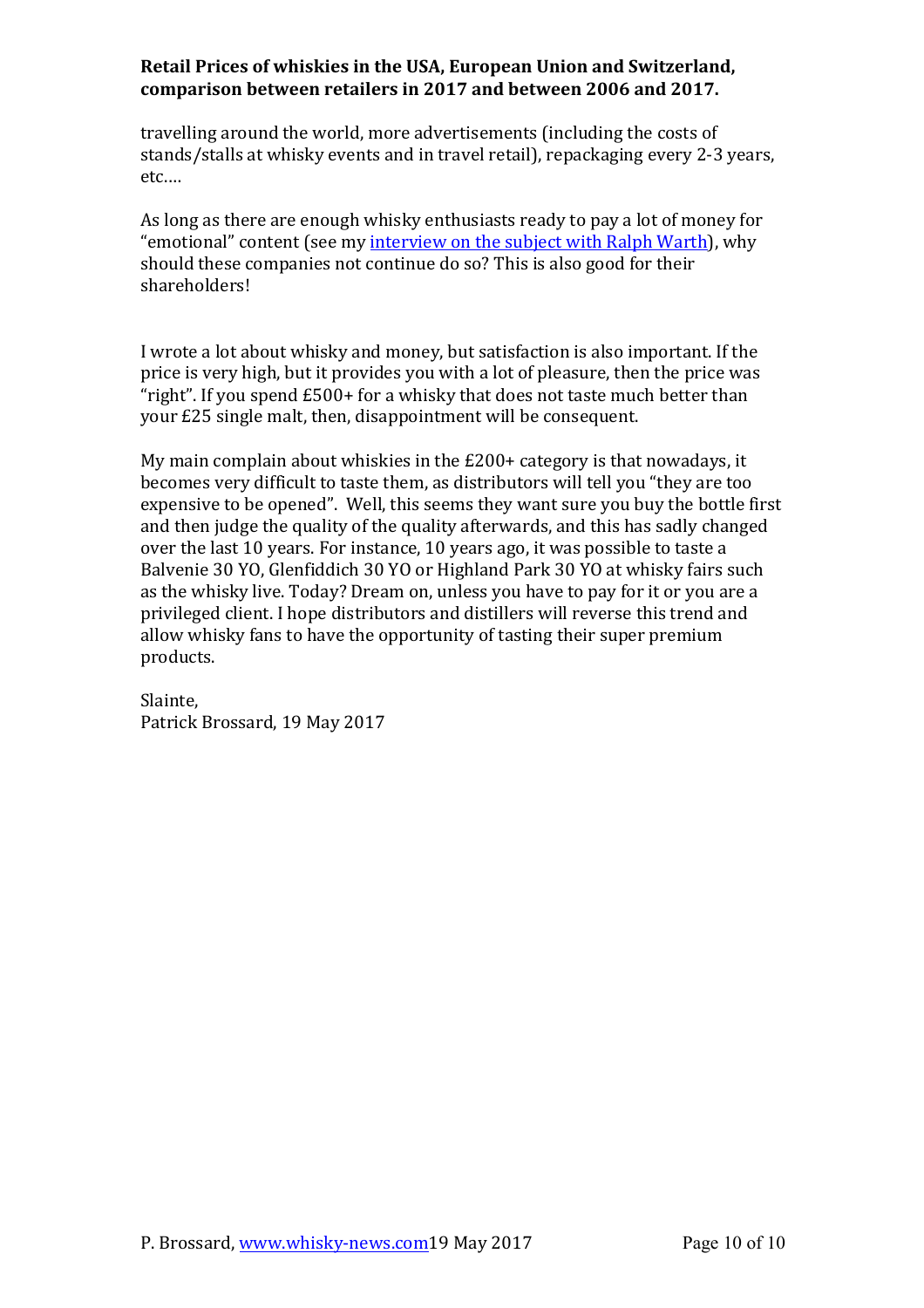travelling around the world, more advertisements (including the costs of stands/stalls at whisky events and in travel retail), repackaging every 2-3 years, etc.…

As long as there are enough whisky enthusiasts ready to pay a lot of money for "emotional" content (see my [interview on the subject with Ralph Warth](#)), why should these companies not continue do so? This is also good for their shareholders!

I wrote a lot about whisky and money, but satisfaction is also important. If the price is very high, but it provides you with a lot of pleasure, then the price was "right". If you spend £500+ for a whisky that does not taste much better than your £25 single malt, then, disappointment will be consequent.

My main complain about whiskies in the £200+ category is that nowadays, it becomes very difficult to taste them, as distributors will tell you "they are too expensive to be opened". Well, this seems they want sure you buy the bottle first and then judge the quality of the quality afterwards, and this has sadly changed over the last 10 years. For instance, 10 years ago, it was possible to taste a Balvenie 30 YO, Glenfiddich 30 YO or Highland Park 30 YO at whisky fairs such as the whisky live. Today? Dream on, unless you have to pay for it or you are a privileged client. I hope distributors and distillers will reverse this trend and allow whisky fans to have the opportunity of tasting their super premium products.

Slainte,
Patrick Brossard, 19 May 2017